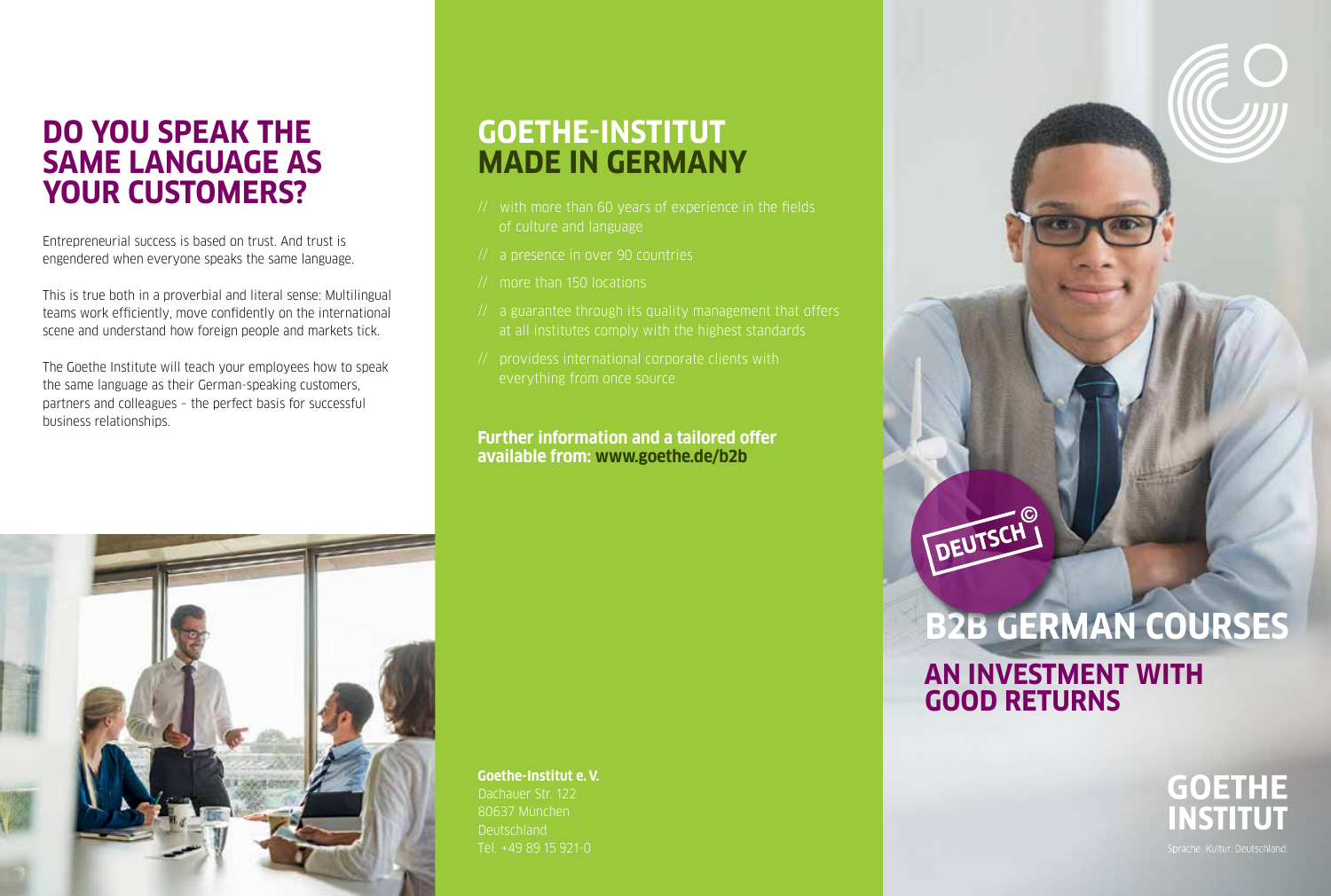## DO YOU SPEAK THE SAME LANGUAGE AS YOUR CUSTOMERS?

Entrepreneurial success is based on trust. And trust is engendered when everyone speaks the same language.

This is true both in a proverbial and literal sense: Multilingual teams work efficiently, move confidently on the international scene and understand how foreign people and markets tick.

The Goethe Institute will teach your employees how to speak the same language as their German-speaking customers, partners and colleagues – the perfect basis for successful business relationships.

## GOETHE-INSTITUT MADE IN GERMANY

// with more than 60 years of experience in the fields of culture and language

// a presence in over 90 countries

// more than 150 locations

// a guarantee through its quality management that offers at all institutes comply with the highest standards

// providess international corporate clients with everything from once source

**Further information and a tailored offer available from: www.goethe.de/b2b**

**Goethe-Institut e. V.**
Dachauer Str. 122
80637 München
Deutschland
Tel. +49 89 15 921-0

DEUTSCH©

# B2B GERMAN COURSES

## AN INVESTMENT WITH GOOD RETURNS

GOETHE INSTITUT
Sprache. Kultur. Deutschland.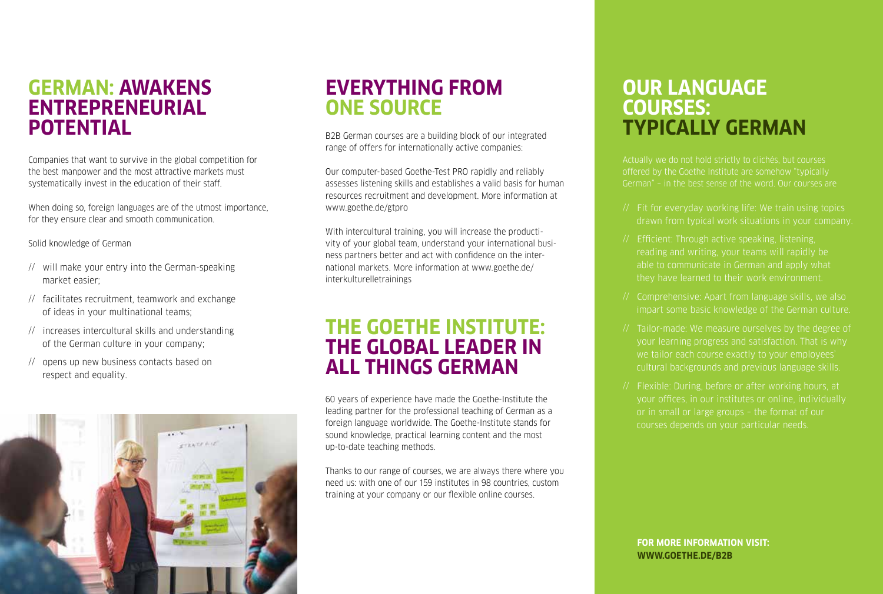## GERMAN: AWAKENS ENTREPRENEURIAL POTENTIAL

Companies that want to survive in the global competition for the best manpower and the most attractive markets must systematically invest in the education of their staff.

When doing so, foreign languages are of the utmost importance, for they ensure clear and smooth communication.

Solid knowledge of German

- // will make your entry into the German-speaking market easier;
- // facilitates recruitment, teamwork and exchange of ideas in your multinational teams;
- // increases intercultural skills and understanding of the German culture in your company;
- // opens up new business contacts based on respect and equality.

## EVERYTHING FROM ONE SOURCE

B2B German courses are a building block of our integrated range of offers for internationally active companies:

Our computer-based Goethe-Test PRO rapidly and reliably assesses listening skills and establishes a valid basis for human resources recruitment and development. More information at www.goethe.de/gtpro

With intercultural training, you will increase the productivity of your global team, understand your international business partners better and act with confidence on the international markets. More information at www.goethe.de/interkulturelletrainings

## THE GOETHE INSTITUTE: THE GLOBAL LEADER IN ALL THINGS GERMAN

60 years of experience have made the Goethe-Institute the leading partner for the professional teaching of German as a foreign language worldwide. The Goethe-Institute stands for sound knowledge, practical learning content and the most up-to-date teaching methods.

Thanks to our range of courses, we are always there where you need us: with one of our 159 institutes in 98 countries, custom training at your company or our flexible online courses.

## OUR LANGUAGE COURSES: TYPICALLY GERMAN

Actually we do not hold strictly to clichés, but courses offered by the Goethe Institute are somehow "typically German" – in the best sense of the word. Our courses are

- // Fit for everyday working life: We train using topics drawn from typical work situations in your company.
- // Efficient: Through active speaking, listening, reading and writing, your teams will rapidly be able to communicate in German and apply what they have learned to their work environment.
- // Comprehensive: Apart from language skills, we also impart some basic knowledge of the German culture.
- // Tailor-made: We measure ourselves by the degree of your learning progress and satisfaction. That is why we tailor each course exactly to your employees' cultural backgrounds and previous language skills.
- // Flexible: During, before or after working hours, at your offices, in our institutes or online, individually or in small or large groups – the format of our courses depends on your particular needs.

**FOR MORE INFORMATION VISIT: WWW.GOETHE.DE/B2B**